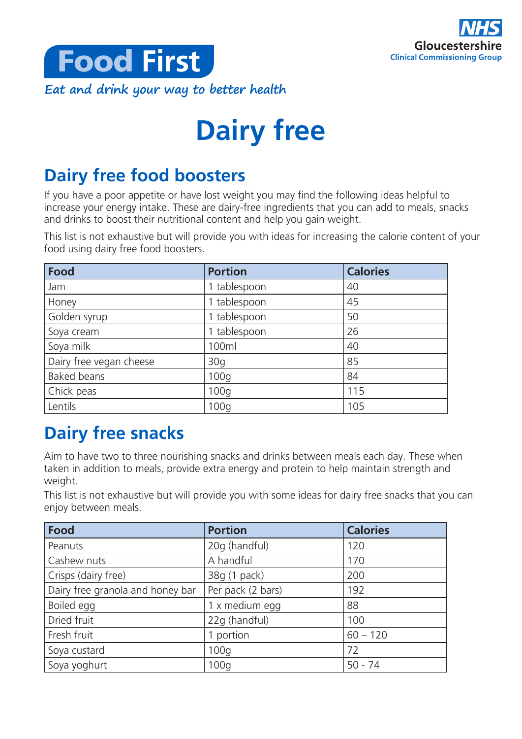NHS
Gloucestershire
Clinical Commissioning Group

# Food First

*Eat and drink your way to better health*

# Dairy free

## Dairy free food boosters

If you have a poor appetite or have lost weight you may find the following ideas helpful to increase your energy intake. These are dairy-free ingredients that you can add to meals, snacks and drinks to boost their nutritional content and help you gain weight.

This list is not exhaustive but will provide you with ideas for increasing the calorie content of your food using dairy free food boosters.

| Food | Portion | Calories |
|---|---|---|
| Jam | 1 tablespoon | 40 |
| Honey | 1 tablespoon | 45 |
| Golden syrup | 1 tablespoon | 50 |
| Soya cream | 1 tablespoon | 26 |
| Soya milk | 100ml | 40 |
| Dairy free vegan cheese | 30g | 85 |
| Baked beans | 100g | 84 |
| Chick peas | 100g | 115 |
| Lentils | 100g | 105 |

## Dairy free snacks

Aim to have two to three nourishing snacks and drinks between meals each day. These when taken in addition to meals, provide extra energy and protein to help maintain strength and weight.

This list is not exhaustive but will provide you with some ideas for dairy free snacks that you can enjoy between meals.

| Food | Portion | Calories |
|---|---|---|
| Peanuts | 20g (handful) | 120 |
| Cashew nuts | A handful | 170 |
| Crisps (dairy free) | 38g (1 pack) | 200 |
| Dairy free granola and honey bar | Per pack (2 bars) | 192 |
| Boiled egg | 1 x medium egg | 88 |
| Dried fruit | 22g (handful) | 100 |
| Fresh fruit | 1 portion | 60 – 120 |
| Soya custard | 100g | 72 |
| Soya yoghurt | 100g | 50 - 74 |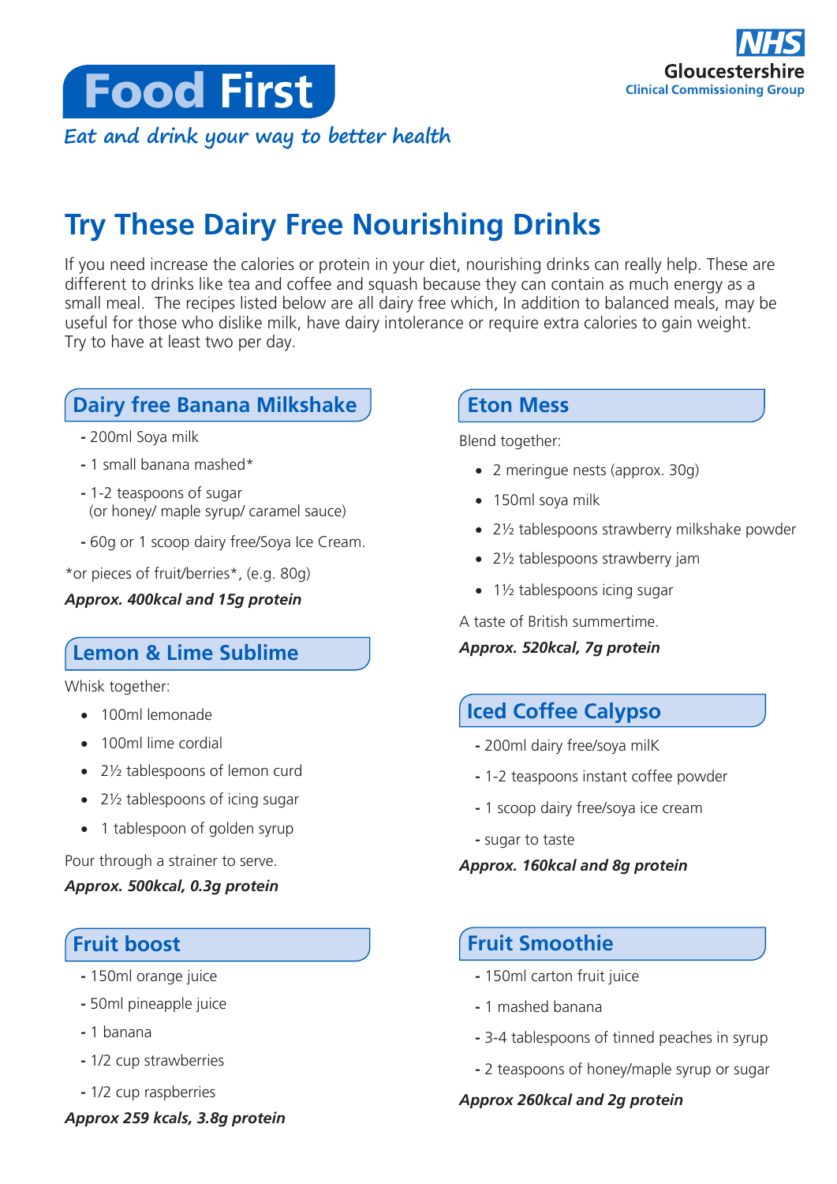# Food First

*Eat and drink your way to better health*

NHS Gloucestershire Clinical Commissioning Group

## Try These Dairy Free Nourishing Drinks

If you need increase the calories or protein in your diet, nourishing drinks can really help. These are different to drinks like tea and coffee and squash because they can contain as much energy as a small meal. The recipes listed below are all dairy free which, In addition to balanced meals, may be useful for those who dislike milk, have dairy intolerance or require extra calories to gain weight. Try to have at least two per day.

### Dairy free Banana Milkshake

- 200ml Soya milk
- 1 small banana mashed*
- 1-2 teaspoons of sugar (or honey/ maple syrup/ caramel sauce)
- 60g or 1 scoop dairy free/Soya Ice Cream.

*or pieces of fruit/berries*, (e.g. 80g)

***Approx. 400kcal and 15g protein***

### Lemon & Lime Sublime

Whisk together:

- 100ml lemonade
- 100ml lime cordial
- 2½ tablespoons of lemon curd
- 2½ tablespoons of icing sugar
- 1 tablespoon of golden syrup

Pour through a strainer to serve.

***Approx. 500kcal, 0.3g protein***

### Fruit boost

- 150ml orange juice
- 50ml pineapple juice
- 1 banana
- 1/2 cup strawberries
- 1/2 cup raspberries

***Approx 259 kcals, 3.8g protein***

### Eton Mess

Blend together:

- 2 meringue nests (approx. 30g)
- 150ml soya milk
- 2½ tablespoons strawberry milkshake powder
- 2½ tablespoons strawberry jam
- 1½ tablespoons icing sugar

A taste of British summertime.

***Approx. 520kcal, 7g protein***

### Iced Coffee Calypso

- 200ml dairy free/soya milK
- 1-2 teaspoons instant coffee powder
- 1 scoop dairy free/soya ice cream
- sugar to taste

***Approx. 160kcal and 8g protein***

### Fruit Smoothie

- 150ml carton fruit juice
- 1 mashed banana
- 3-4 tablespoons of tinned peaches in syrup
- 2 teaspoons of honey/maple syrup or sugar

***Approx 260kcal and 2g protein***